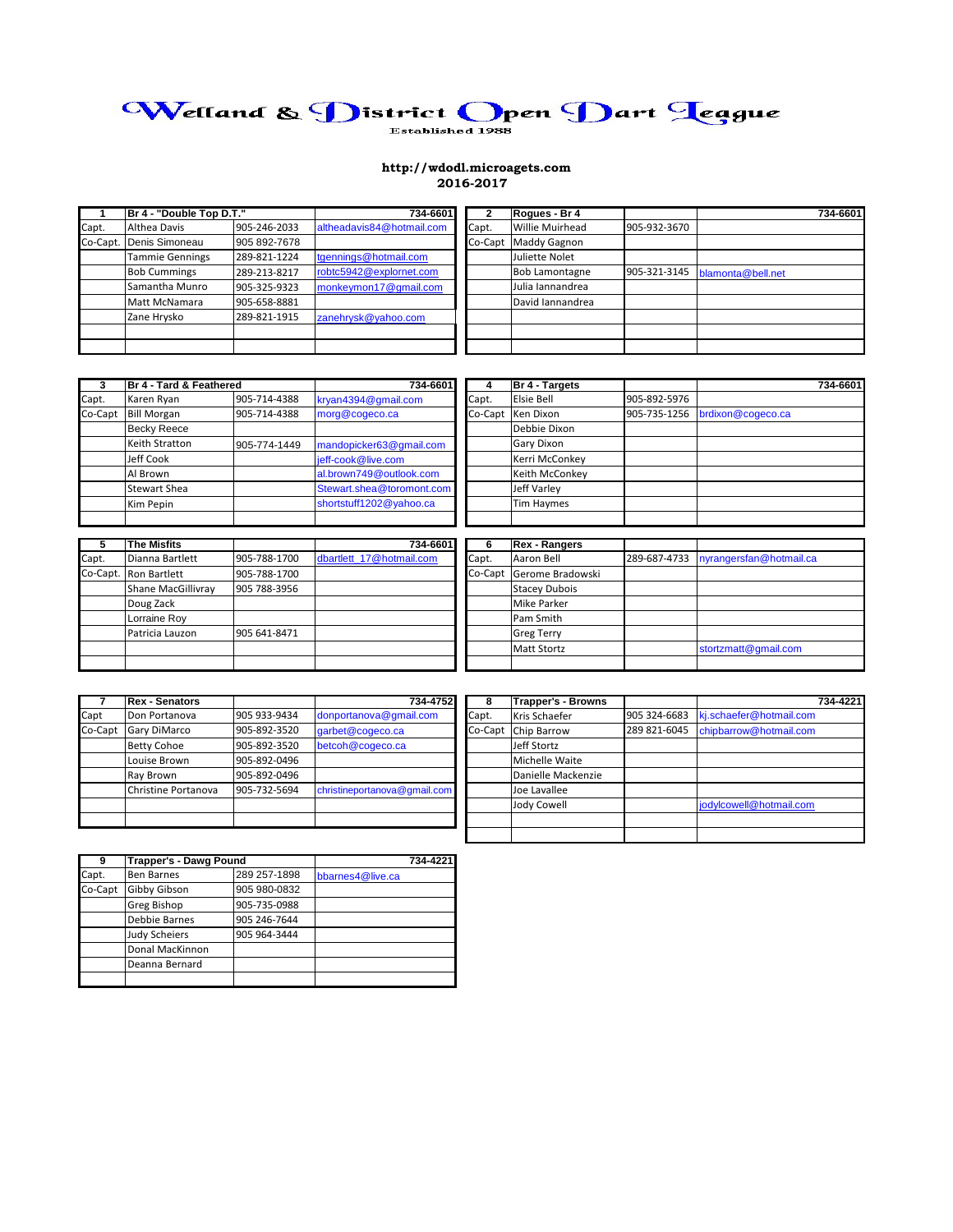# Welland & District Open Dart League

Established 1988

**http://wdodl.microagets.com**
**2016-2017**

| 1 | Br 4 - "Double Top D.T." | | 734-6601 |
|---|---|---|---|
| Capt. | Althea Davis | 905-246-2033 | altheadavis84@hotmail.com |
| Co-Capt. | Denis Simoneau | 905 892-7678 | |
| | Tammie Gennings | 289-821-1224 | tgennings@hotmail.com |
| | Bob Cummings | 289-213-8217 | robtc5942@explornet.com |
| | Samantha Munro | 905-325-9323 | monkeymon17@gmail.com |
| | Matt McNamara | 905-658-8881 | |
| | Zane Hrysko | 289-821-1915 | zanehrysk@yahoo.com |

| 2 | Rogues - Br 4 | | 734-6601 |
|---|---|---|---|
| Capt. | Willie Muirhead | 905-932-3670 | |
| Co-Capt | Maddy Gagnon | | |
| | Juliette Nolet | | |
| | Bob Lamontagne | 905-321-3145 | blamonta@bell.net |
| | Julia Iannandrea | | |
| | David Iannandrea | | |

| 3 | Br 4 - Tard & Feathered | | 734-6601 |
|---|---|---|---|
| Capt. | Karen Ryan | 905-714-4388 | kryan4394@gmail.com |
| Co-Capt | Bill Morgan | 905-714-4388 | morg@cogeco.ca |
| | Becky Reece | | |
| | Keith Stratton | 905-774-1449 | mandopicker63@gmail.com |
| | Jeff Cook | | jeff-cook@live.com |
| | Al Brown | | al.brown749@outlook.com |
| | Stewart Shea | | Stewart.shea@toromont.com |
| | Kim Pepin | | shortstuff1202@yahoo.ca |

| 4 | Br 4 - Targets | | 734-6601 |
|---|---|---|---|
| Capt. | Elsie Bell | 905-892-5976 | |
| Co-Capt | Ken Dixon | 905-735-1256 | brdixon@cogeco.ca |
| | Debbie Dixon | | |
| | Gary Dixon | | |
| | Kerri McConkey | | |
| | Keith McConkey | | |
| | Jeff Varley | | |
| | Tim Haymes | | |

| 5 | The Misfits | | 734-6601 |
|---|---|---|---|
| Capt. | Dianna Bartlett | 905-788-1700 | dbartlett_17@hotmail.com |
| Co-Capt. | Ron Bartlett | 905-788-1700 | |
| | Shane MacGillivray | 905 788-3956 | |
| | Doug Zack | | |
| | Lorraine Roy | | |
| | Patricia Lauzon | 905 641-8471 | |

| 6 | Rex - Rangers | | |
|---|---|---|---|
| Capt. | Aaron Bell | 289-687-4733 | nyrangersfan@hotmail.ca |
| Co-Capt | Gerome Bradowski | | |
| | Stacey Dubois | | |
| | Mike Parker | | |
| | Pam Smith | | |
| | Greg Terry | | |
| | Matt Stortz | | stortzmatt@gmail.com |

| 7 | Rex - Senators | | 734-4752 |
|---|---|---|---|
| Capt | Don Portanova | 905 933-9434 | donportanova@gmail.com |
| Co-Capt | Gary DiMarco | 905-892-3520 | garbet@cogeco.ca |
| | Betty Cohoe | 905-892-3520 | betcoh@cogeco.ca |
| | Louise Brown | 905-892-0496 | |
| | Ray Brown | 905-892-0496 | |
| | Christine Portanova | 905-732-5694 | christineportanova@gmail.com |

| 8 | Trapper's - Browns | | 734-4221 |
|---|---|---|---|
| Capt. | Kris Schaefer | 905 324-6683 | kj.schaefer@hotmail.com |
| Co-Capt | Chip Barrow | 289 821-6045 | chipbarrow@hotmail.com |
| | Jeff Stortz | | |
| | Michelle Waite | | |
| | Danielle Mackenzie | | |
| | Joe Lavallee | | |
| | Jody Cowell | | jodylcowell@hotmail.com |

| 9 | Trapper's - Dawg Pound | | 734-4221 |
|---|---|---|---|
| Capt. | Ben Barnes | 289 257-1898 | bbarnes4@live.ca |
| Co-Capt | Gibby Gibson | 905 980-0832 | |
| | Greg Bishop | 905-735-0988 | |
| | Debbie Barnes | 905 246-7644 | |
| | Judy Scheiers | 905 964-3444 | |
| | Donal MacKinnon | | |
| | Deanna Bernard | | |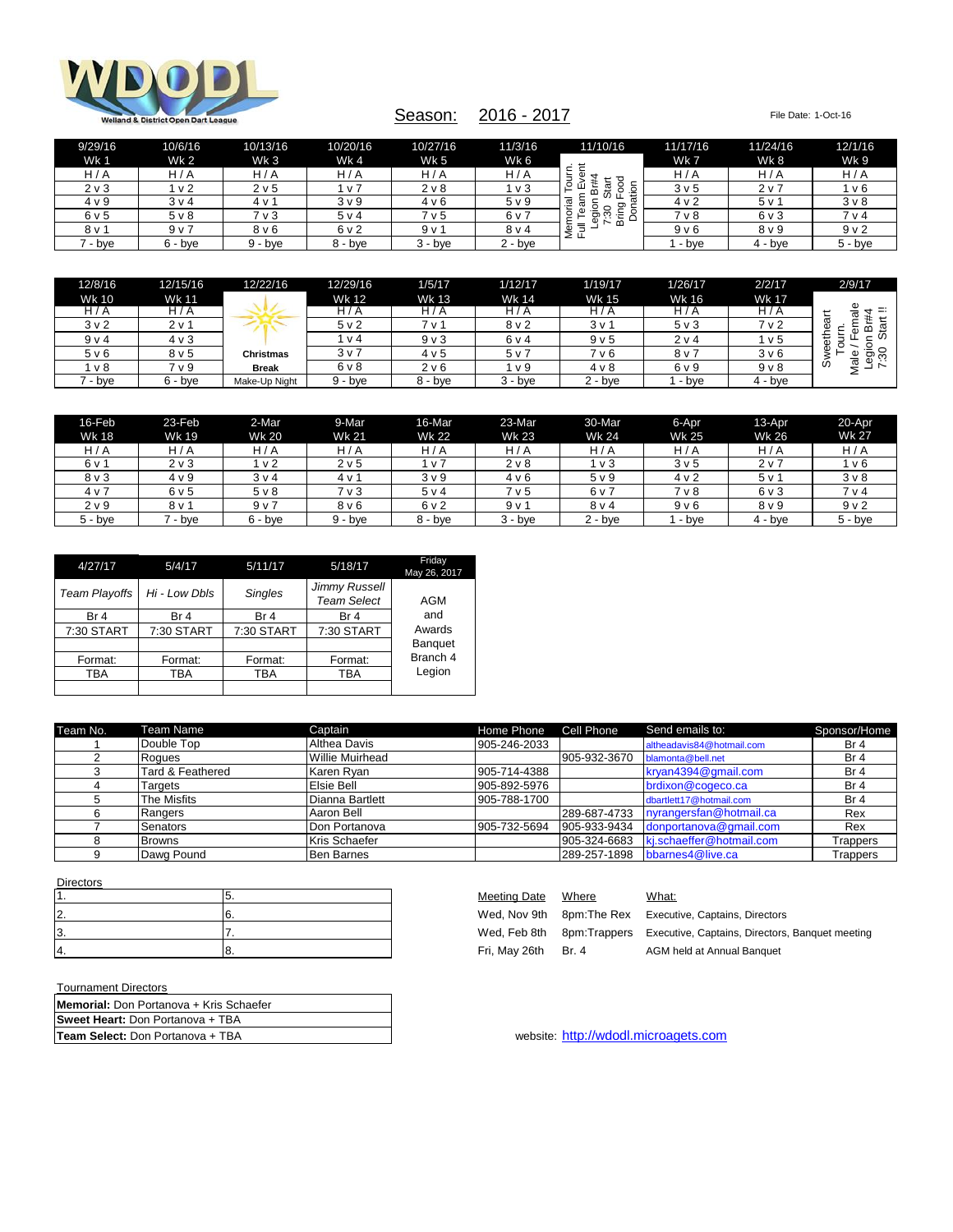WDODL
Welland & District Open Dart League

Season: 2016 - 2017

File Date: 1-Oct-16

| 9/29/16 | 10/6/16 | 10/13/16 | 10/20/16 | 10/27/16 | 11/3/16 | 11/10/16 | 11/17/16 | 11/24/16 | 12/1/16 |
|---|---|---|---|---|---|---|---|---|---|
| Wk 1 | Wk 2 | Wk 3 | Wk 4 | Wk 5 | Wk 6 | Memorial Tourn. Full Team Event Legion Br#4 7:30 Start Bring Food Donation | Wk 7 | Wk 8 | Wk 9 |
| H / A | H / A | H / A | H / A | H / A | H / A | | H / A | H / A | H / A |
| 2 v 3 | 1 v 2 | 2 v 5 | 1 v 7 | 2 v 8 | 1 v 3 | | 3 v 5 | 2 v 7 | 1 v 6 |
| 4 v 9 | 3 v 4 | 4 v 1 | 3 v 9 | 4 v 6 | 5 v 9 | | 4 v 2 | 5 v 1 | 3 v 8 |
| 6 v 5 | 5 v 8 | 7 v 3 | 5 v 4 | 7 v 5 | 6 v 7 | | 7 v 8 | 6 v 3 | 7 v 4 |
| 8 v 1 | 9 v 7 | 8 v 6 | 6 v 2 | 9 v 1 | 8 v 4 | | 9 v 6 | 8 v 9 | 9 v 2 |
| 7 - bye | 6 - bye | 9 - bye | 8 - bye | 3 - bye | 2 - bye | | 1 - bye | 4 - bye | 5 - bye |

| 12/8/16 | 12/15/16 | 12/22/16 | 12/29/16 | 1/5/17 | 1/12/17 | 1/19/17 | 1/26/17 | 2/2/17 | 2/9/17 |
|---|---|---|---|---|---|---|---|---|---|
| Wk 10 | Wk 11 | | Wk 12 | Wk 13 | Wk 14 | Wk 15 | Wk 16 | Wk 17 | Sweetheart Tourn. Male / Female Legion Br#4 7:30 Start !! |
| H / A | H / A | | H / A | H / A | H / A | H / A | H / A | H / A | |
| 3 v 2 | 2 v 1 | | 5 v 2 | 7 v 1 | 8 v 2 | 3 v 1 | 5 v 3 | 7 v 2 | |
| 9 v 4 | 4 v 3 | | 1 v 4 | 9 v 3 | 6 v 4 | 9 v 5 | 2 v 4 | 1 v 5 | |
| 5 v 6 | 8 v 5 | Christmas | 3 v 7 | 4 v 5 | 5 v 7 | 7 v 6 | 8 v 7 | 3 v 6 | |
| 1 v 8 | 7 v 9 | Break | 6 v 8 | 2 v 6 | 1 v 9 | 4 v 8 | 6 v 9 | 9 v 8 | |
| 7 - bye | 6 - bye | Make-Up Night | 9 - bye | 8 - bye | 3 - bye | 2 - bye | 1 - bye | 4 - bye | |

| 16-Feb | 23-Feb | 2-Mar | 9-Mar | 16-Mar | 23-Mar | 30-Mar | 6-Apr | 13-Apr | 20-Apr |
|---|---|---|---|---|---|---|---|---|---|
| Wk 18 | Wk 19 | Wk 20 | Wk 21 | Wk 22 | Wk 23 | Wk 24 | Wk 25 | Wk 26 | Wk 27 |
| H / A | H / A | H / A | H / A | H / A | H / A | H / A | H / A | H / A | H / A |
| 6 v 1 | 2 v 3 | 1 v 2 | 2 v 5 | 1 v 7 | 2 v 8 | 1 v 3 | 3 v 5 | 2 v 7 | 1 v 6 |
| 8 v 3 | 4 v 9 | 3 v 4 | 4 v 1 | 3 v 9 | 4 v 6 | 5 v 9 | 4 v 2 | 5 v 1 | 3 v 8 |
| 4 v 7 | 6 v 5 | 5 v 8 | 7 v 3 | 5 v 4 | 7 v 5 | 6 v 7 | 7 v 8 | 6 v 3 | 7 v 4 |
| 2 v 9 | 8 v 1 | 9 v 7 | 8 v 6 | 6 v 2 | 9 v 1 | 8 v 4 | 9 v 6 | 8 v 9 | 9 v 2 |
| 5 - bye | 7 - bye | 6 - bye | 9 - bye | 8 - bye | 3 - bye | 2 - bye | 1 - bye | 4 - bye | 5 - bye |

| 4/27/17 | 5/4/17 | 5/11/17 | 5/18/17 | Friday May 26, 2017 |
|---|---|---|---|---|
| *Team Playoffs* | *Hi - Low Dbls* | *Singles* | *Jimmy Russell Team Select* | AGM and Awards Banquet Branch 4 Legion |
| Br 4 | Br 4 | Br 4 | Br 4 | |
| 7:30 START | 7:30 START | 7:30 START | 7:30 START | |
| | | | | |
| Format: | Format: | Format: | Format: | |
| TBA | TBA | TBA | TBA | |
| | | | | |

| Team No. | Team Name | Captain | Home Phone | Cell Phone | Send emails to: | Sponsor/Home |
|---|---|---|---|---|---|---|
| 1 | Double Top | Althea Davis | 905-246-2033 | | altheadavis84@hotmail.com | Br 4 |
| 2 | Rogues | Willie Muirhead | | 905-932-3670 | blamonta@bell.net | Br 4 |
| 3 | Tard & Feathered | Karen Ryan | 905-714-4388 | | kryan4394@gmail.com | Br 4 |
| 4 | Targets | Elsie Bell | 905-892-5976 | | brdixon@cogeco.ca | Br 4 |
| 5 | The Misfits | Dianna Bartlett | 905-788-1700 | | dbartlett17@hotmail.com | Br 4 |
| 6 | Rangers | Aaron Bell | | 289-687-4733 | nyrangersfan@hotmail.ca | Rex |
| 7 | Senators | Don Portanova | 905-732-5694 | 905-933-9434 | donportanova@gmail.com | Rex |
| 8 | Browns | Kris Schaefer | | 905-324-6683 | kj.schaeffer@hotmail.com | Trappers |
| 9 | Dawg Pound | Ben Barnes | | 289-257-1898 | bbarnes4@live.ca | Trappers |

Directors

| | |
|---|---|
| 1. | 5. |
| 2. | 6. |
| 3. | 7. |
| 4. | 8. |

| Meeting Date | Where | What: |
|---|---|---|
| Wed, Nov 9th | 8pm:The Rex | Executive, Captains, Directors |
| Wed, Feb 8th | 8pm:Trappers | Executive, Captains, Directors, Banquet meeting |
| Fri, May 26th | Br. 4 | AGM held at Annual Banquet |

Tournament Directors

| |
|---|
| **Memorial:** Don Portanova + Kris Schaefer |
| **Sweet Heart:** Don Portanova + TBA |
| **Team Select:** Don Portanova + TBA |

website: http://wdodl.microagets.com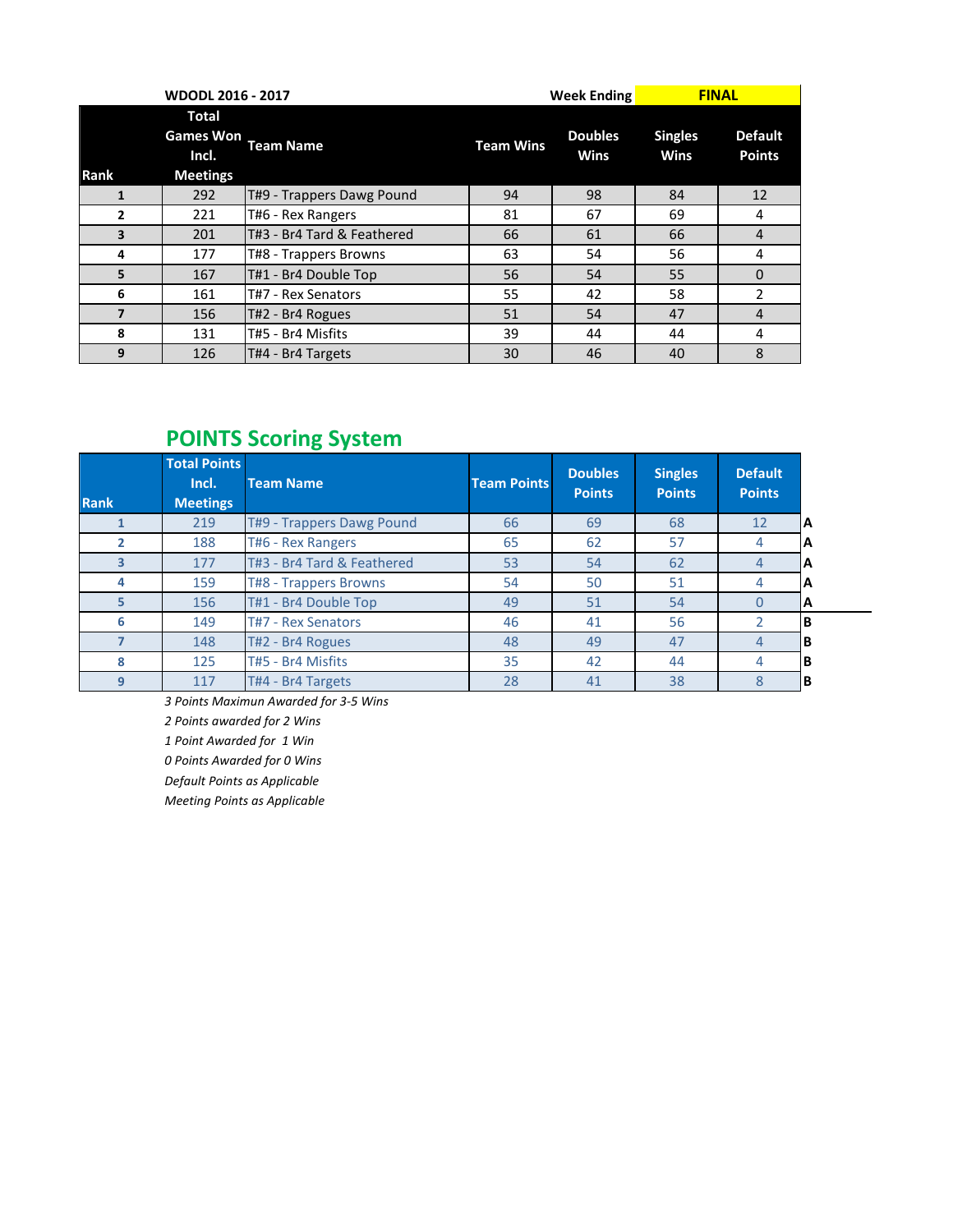| WDODL 2016 - 2017 | | | Week Ending | FINAL | | |
|---|---|---|---|---|---|---|
| Rank | Total Games Won Incl. Meetings | Team Name | Team Wins | Doubles Wins | Singles Wins | Default Points |
| 1 | 292 | T#9 - Trappers Dawg Pound | 94 | 98 | 84 | 12 |
| 2 | 221 | T#6 - Rex Rangers | 81 | 67 | 69 | 4 |
| 3 | 201 | T#3 - Br4 Tard & Feathered | 66 | 61 | 66 | 4 |
| 4 | 177 | T#8 - Trappers Browns | 63 | 54 | 56 | 4 |
| 5 | 167 | T#1 - Br4 Double Top | 56 | 54 | 55 | 0 |
| 6 | 161 | T#7 - Rex Senators | 55 | 42 | 58 | 2 |
| 7 | 156 | T#2 - Br4 Rogues | 51 | 54 | 47 | 4 |
| 8 | 131 | T#5 - Br4 Misfits | 39 | 44 | 44 | 4 |
| 9 | 126 | T#4 - Br4 Targets | 30 | 46 | 40 | 8 |

## POINTS Scoring System

| Rank | Total Points Incl. Meetings | Team Name | Team Points | Doubles Points | Singles Points | Default Points | |
|---|---|---|---|---|---|---|---|
| 1 | 219 | T#9 - Trappers Dawg Pound | 66 | 69 | 68 | 12 | A |
| 2 | 188 | T#6 - Rex Rangers | 65 | 62 | 57 | 4 | A |
| 3 | 177 | T#3 - Br4 Tard & Feathered | 53 | 54 | 62 | 4 | A |
| 4 | 159 | T#8 - Trappers Browns | 54 | 50 | 51 | 4 | A |
| 5 | 156 | T#1 - Br4 Double Top | 49 | 51 | 54 | 0 | A |
| 6 | 149 | T#7 - Rex Senators | 46 | 41 | 56 | 2 | B |
| 7 | 148 | T#2 - Br4 Rogues | 48 | 49 | 47 | 4 | B |
| 8 | 125 | T#5 - Br4 Misfits | 35 | 42 | 44 | 4 | B |
| 9 | 117 | T#4 - Br4 Targets | 28 | 41 | 38 | 8 | B |

*3 Points Maximun Awarded for 3-5 Wins*

*2 Points awarded for 2 Wins*

*1 Point Awarded for 1 Win*

*0 Points Awarded for 0 Wins*

*Default Points as Applicable*

*Meeting Points as Applicable*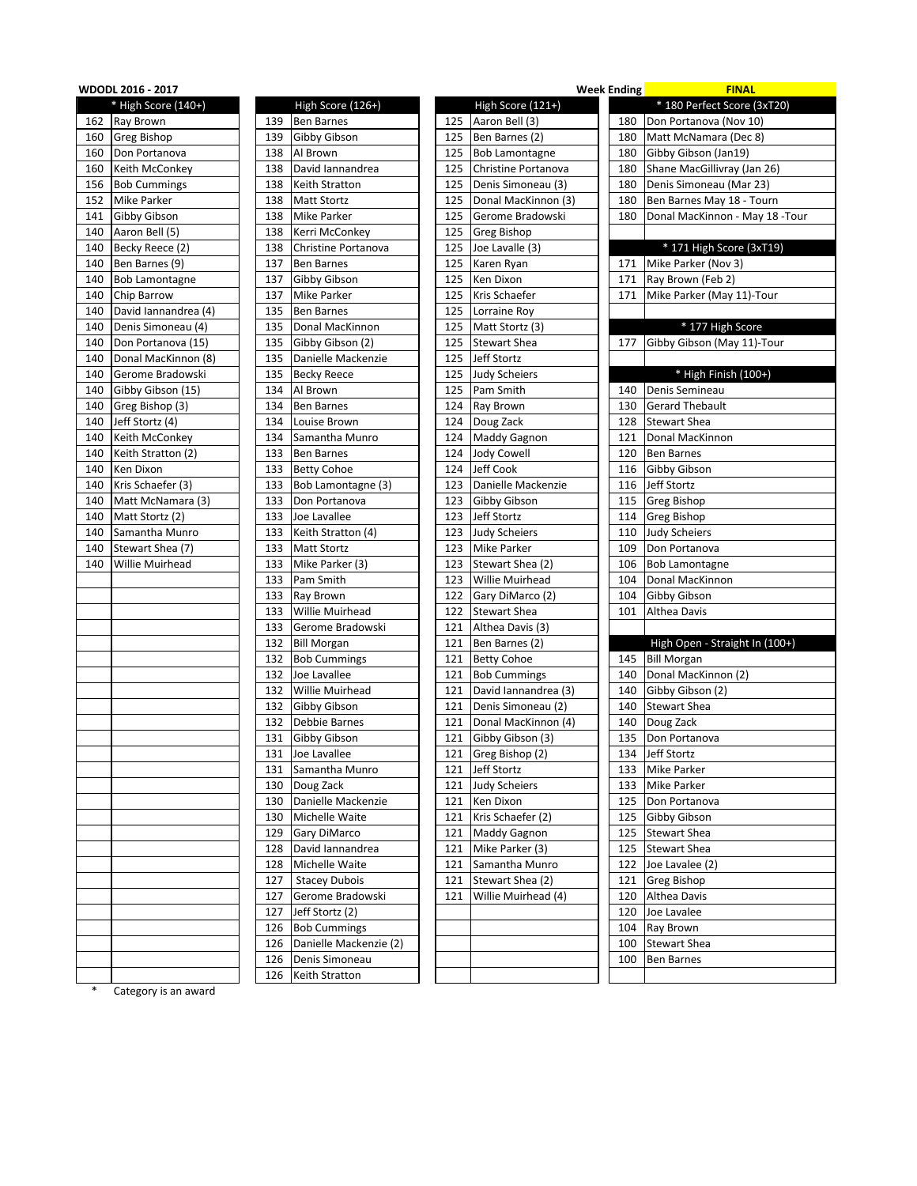**WDODL 2016 - 2017**

Week Ending **FINAL**

| * High Score (140+) | |
|---|---|
| 162 | Ray Brown |
| 160 | Greg Bishop |
| 160 | Don Portanova |
| 160 | Keith McConkey |
| 156 | Bob Cummings |
| 152 | Mike Parker |
| 141 | Gibby Gibson |
| 140 | Aaron Bell (5) |
| 140 | Becky Reece (2) |
| 140 | Ben Barnes (9) |
| 140 | Bob Lamontagne |
| 140 | Chip Barrow |
| 140 | David Iannandrea (4) |
| 140 | Denis Simoneau (4) |
| 140 | Don Portanova (15) |
| 140 | Donal MacKinnon (8) |
| 140 | Gerome Bradowski |
| 140 | Gibby Gibson (15) |
| 140 | Greg Bishop (3) |
| 140 | Jeff Stortz (4) |
| 140 | Keith McConkey |
| 140 | Keith Stratton (2) |
| 140 | Ken Dixon |
| 140 | Kris Schaefer (3) |
| 140 | Matt McNamara (3) |
| 140 | Matt Stortz (2) |
| 140 | Samantha Munro |
| 140 | Stewart Shea (7) |
| 140 | Willie Muirhead |

| High Score (126+) | |
|---|---|
| 139 | Ben Barnes |
| 139 | Gibby Gibson |
| 138 | Al Brown |
| 138 | David Iannandrea |
| 138 | Keith Stratton |
| 138 | Matt Stortz |
| 138 | Mike Parker |
| 138 | Kerri McConkey |
| 138 | Christine Portanova |
| 137 | Ben Barnes |
| 137 | Gibby Gibson |
| 137 | Mike Parker |
| 135 | Ben Barnes |
| 135 | Donal MacKinnon |
| 135 | Gibby Gibson (2) |
| 135 | Danielle Mackenzie |
| 135 | Becky Reece |
| 134 | Al Brown |
| 134 | Ben Barnes |
| 134 | Louise Brown |
| 134 | Samantha Munro |
| 133 | Ben Barnes |
| 133 | Betty Cohoe |
| 133 | Bob Lamontagne (3) |
| 133 | Don Portanova |
| 133 | Joe Lavallee |
| 133 | Keith Stratton (4) |
| 133 | Matt Stortz |
| 133 | Mike Parker (3) |
| 133 | Pam Smith |
| 133 | Ray Brown |
| 133 | Willie Muirhead |
| 133 | Gerome Bradowski |
| 132 | Bill Morgan |
| 132 | Bob Cummings |
| 132 | Joe Lavallee |
| 132 | Willie Muirhead |
| 132 | Gibby Gibson |
| 132 | Debbie Barnes |
| 131 | Gibby Gibson |
| 131 | Joe Lavallee |
| 131 | Samantha Munro |
| 130 | Doug Zack |
| 130 | Danielle Mackenzie |
| 130 | Michelle Waite |
| 129 | Gary DiMarco |
| 128 | David Iannandrea |
| 128 | Michelle Waite |
| 127 | Stacey Dubois |
| 127 | Gerome Bradowski |
| 127 | Jeff Stortz (2) |
| 126 | Bob Cummings |
| 126 | Danielle Mackenzie (2) |
| 126 | Denis Simoneau |
| 126 | Keith Stratton |

| High Score (121+) | |
|---|---|
| 125 | Aaron Bell (3) |
| 125 | Ben Barnes (2) |
| 125 | Bob Lamontagne |
| 125 | Christine Portanova |
| 125 | Denis Simoneau (3) |
| 125 | Donal MacKinnon (3) |
| 125 | Gerome Bradowski |
| 125 | Greg Bishop |
| 125 | Joe Lavalle (3) |
| 125 | Karen Ryan |
| 125 | Ken Dixon |
| 125 | Kris Schaefer |
| 125 | Lorraine Roy |
| 125 | Matt Stortz (3) |
| 125 | Stewart Shea |
| 125 | Jeff Stortz |
| 125 | Judy Scheiers |
| 125 | Pam Smith |
| 124 | Ray Brown |
| 124 | Doug Zack |
| 124 | Maddy Gagnon |
| 124 | Jody Cowell |
| 124 | Jeff Cook |
| 123 | Danielle Mackenzie |
| 123 | Gibby Gibson |
| 123 | Jeff Stortz |
| 123 | Judy Scheiers |
| 123 | Mike Parker |
| 123 | Stewart Shea (2) |
| 123 | Willie Muirhead |
| 122 | Gary DiMarco (2) |
| 122 | Stewart Shea |
| 121 | Althea Davis (3) |
| 121 | Ben Barnes (2) |
| 121 | Betty Cohoe |
| 121 | Bob Cummings |
| 121 | David Iannandrea (3) |
| 121 | Denis Simoneau (2) |
| 121 | Donal MacKinnon (4) |
| 121 | Gibby Gibson (3) |
| 121 | Greg Bishop (2) |
| 121 | Jeff Stortz |
| 121 | Judy Scheiers |
| 121 | Ken Dixon |
| 121 | Kris Schaefer (2) |
| 121 | Maddy Gagnon |
| 121 | Mike Parker (3) |
| 121 | Samantha Munro |
| 121 | Stewart Shea (2) |
| 121 | Willie Muirhead (4) |

| * 180 Perfect Score (3xT20) | |
|---|---|
| 180 | Don Portanova (Nov 10) |
| 180 | Matt McNamara (Dec 8) |
| 180 | Gibby Gibson (Jan19) |
| 180 | Shane MacGillivray (Jan 26) |
| 180 | Denis Simoneau (Mar 23) |
| 180 | Ben Barnes May 18 - Tourn |
| 180 | Donal MacKinnon - May 18 -Tour |

| * 171 High Score (3xT19) | |
|---|---|
| 171 | Mike Parker (Nov 3) |
| 171 | Ray Brown (Feb 2) |
| 171 | Mike Parker (May 11)-Tour |

| * 177 High Score | |
|---|---|
| 177 | Gibby Gibson (May 11)-Tour |

| * High Finish (100+) | |
|---|---|
| 140 | Denis Semineau |
| 130 | Gerard Thebault |
| 128 | Stewart Shea |
| 121 | Donal MacKinnon |
| 120 | Ben Barnes |
| 116 | Gibby Gibson |
| 116 | Jeff Stortz |
| 115 | Greg Bishop |
| 114 | Greg Bishop |
| 110 | Judy Scheiers |
| 109 | Don Portanova |
| 106 | Bob Lamontagne |
| 104 | Donal MacKinnon |
| 104 | Gibby Gibson |
| 101 | Althea Davis |

| High Open - Straight In (100+) | |
|---|---|
| 145 | Bill Morgan |
| 140 | Donal MacKinnon (2) |
| 140 | Gibby Gibson (2) |
| 140 | Stewart Shea |
| 140 | Doug Zack |
| 135 | Don Portanova |
| 134 | Jeff Stortz |
| 133 | Mike Parker |
| 133 | Mike Parker |
| 125 | Don Portanova |
| 125 | Gibby Gibson |
| 125 | Stewart Shea |
| 125 | Stewart Shea |
| 122 | Joe Lavalee (2) |
| 121 | Greg Bishop |
| 120 | Althea Davis |
| 120 | Joe Lavalee |
| 104 | Ray Brown |
| 100 | Stewart Shea |
| 100 | Ben Barnes |

\* Category is an award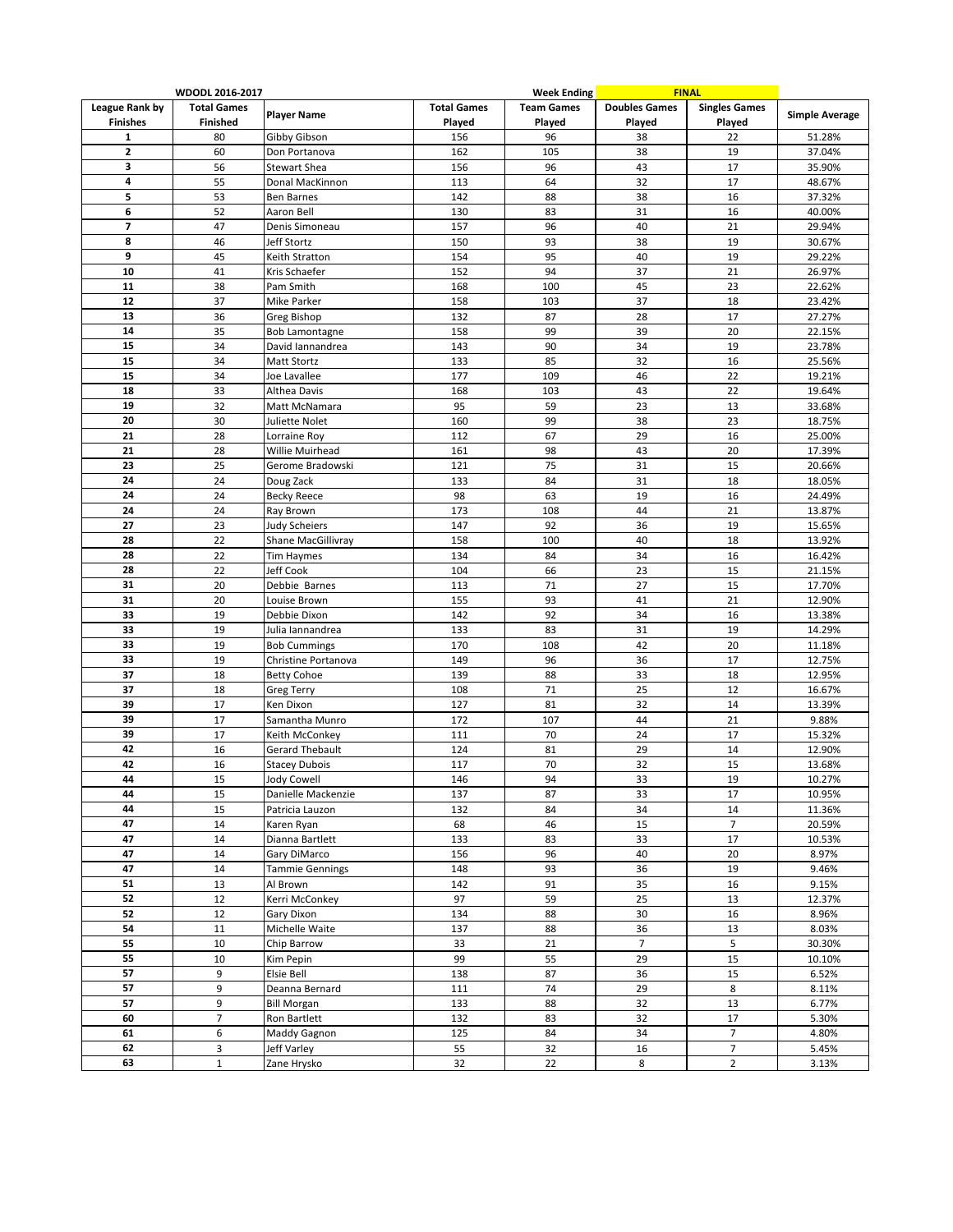| WDODL 2016-2017 | | | | Week Ending | FINAL | | |
|---|---|---|---|---|---|---|---|
| League Rank by Finishes | Total Games Finished | Player Name | Total Games Played | Team Games Played | Doubles Games Played | Singles Games Played | Simple Average |
| 1 | 80 | Gibby Gibson | 156 | 96 | 38 | 22 | 51.28% |
| 2 | 60 | Don Portanova | 162 | 105 | 38 | 19 | 37.04% |
| 3 | 56 | Stewart Shea | 156 | 96 | 43 | 17 | 35.90% |
| 4 | 55 | Donal MacKinnon | 113 | 64 | 32 | 17 | 48.67% |
| 5 | 53 | Ben Barnes | 142 | 88 | 38 | 16 | 37.32% |
| 6 | 52 | Aaron Bell | 130 | 83 | 31 | 16 | 40.00% |
| 7 | 47 | Denis Simoneau | 157 | 96 | 40 | 21 | 29.94% |
| 8 | 46 | Jeff Stortz | 150 | 93 | 38 | 19 | 30.67% |
| 9 | 45 | Keith Stratton | 154 | 95 | 40 | 19 | 29.22% |
| 10 | 41 | Kris Schaefer | 152 | 94 | 37 | 21 | 26.97% |
| 11 | 38 | Pam Smith | 168 | 100 | 45 | 23 | 22.62% |
| 12 | 37 | Mike Parker | 158 | 103 | 37 | 18 | 23.42% |
| 13 | 36 | Greg Bishop | 132 | 87 | 28 | 17 | 27.27% |
| 14 | 35 | Bob Lamontagne | 158 | 99 | 39 | 20 | 22.15% |
| 15 | 34 | David Iannandrea | 143 | 90 | 34 | 19 | 23.78% |
| 15 | 34 | Matt Stortz | 133 | 85 | 32 | 16 | 25.56% |
| 15 | 34 | Joe Lavallee | 177 | 109 | 46 | 22 | 19.21% |
| 18 | 33 | Althea Davis | 168 | 103 | 43 | 22 | 19.64% |
| 19 | 32 | Matt McNamara | 95 | 59 | 23 | 13 | 33.68% |
| 20 | 30 | Juliette Nolet | 160 | 99 | 38 | 23 | 18.75% |
| 21 | 28 | Lorraine Roy | 112 | 67 | 29 | 16 | 25.00% |
| 21 | 28 | Willie Muirhead | 161 | 98 | 43 | 20 | 17.39% |
| 23 | 25 | Gerome Bradowski | 121 | 75 | 31 | 15 | 20.66% |
| 24 | 24 | Doug Zack | 133 | 84 | 31 | 18 | 18.05% |
| 24 | 24 | Becky Reece | 98 | 63 | 19 | 16 | 24.49% |
| 24 | 24 | Ray Brown | 173 | 108 | 44 | 21 | 13.87% |
| 27 | 23 | Judy Scheiers | 147 | 92 | 36 | 19 | 15.65% |
| 28 | 22 | Shane MacGillivray | 158 | 100 | 40 | 18 | 13.92% |
| 28 | 22 | Tim Haymes | 134 | 84 | 34 | 16 | 16.42% |
| 28 | 22 | Jeff Cook | 104 | 66 | 23 | 15 | 21.15% |
| 31 | 20 | Debbie Barnes | 113 | 71 | 27 | 15 | 17.70% |
| 31 | 20 | Louise Brown | 155 | 93 | 41 | 21 | 12.90% |
| 33 | 19 | Debbie Dixon | 142 | 92 | 34 | 16 | 13.38% |
| 33 | 19 | Julia Iannandrea | 133 | 83 | 31 | 19 | 14.29% |
| 33 | 19 | Bob Cummings | 170 | 108 | 42 | 20 | 11.18% |
| 33 | 19 | Christine Portanova | 149 | 96 | 36 | 17 | 12.75% |
| 37 | 18 | Betty Cohoe | 139 | 88 | 33 | 18 | 12.95% |
| 37 | 18 | Greg Terry | 108 | 71 | 25 | 12 | 16.67% |
| 39 | 17 | Ken Dixon | 127 | 81 | 32 | 14 | 13.39% |
| 39 | 17 | Samantha Munro | 172 | 107 | 44 | 21 | 9.88% |
| 39 | 17 | Keith McConkey | 111 | 70 | 24 | 17 | 15.32% |
| 42 | 16 | Gerard Thebault | 124 | 81 | 29 | 14 | 12.90% |
| 42 | 16 | Stacey Dubois | 117 | 70 | 32 | 15 | 13.68% |
| 44 | 15 | Jody Cowell | 146 | 94 | 33 | 19 | 10.27% |
| 44 | 15 | Danielle Mackenzie | 137 | 87 | 33 | 17 | 10.95% |
| 44 | 15 | Patricia Lauzon | 132 | 84 | 34 | 14 | 11.36% |
| 47 | 14 | Karen Ryan | 68 | 46 | 15 | 7 | 20.59% |
| 47 | 14 | Dianna Bartlett | 133 | 83 | 33 | 17 | 10.53% |
| 47 | 14 | Gary DiMarco | 156 | 96 | 40 | 20 | 8.97% |
| 47 | 14 | Tammie Gennings | 148 | 93 | 36 | 19 | 9.46% |
| 51 | 13 | Al Brown | 142 | 91 | 35 | 16 | 9.15% |
| 52 | 12 | Kerri McConkey | 97 | 59 | 25 | 13 | 12.37% |
| 52 | 12 | Gary Dixon | 134 | 88 | 30 | 16 | 8.96% |
| 54 | 11 | Michelle Waite | 137 | 88 | 36 | 13 | 8.03% |
| 55 | 10 | Chip Barrow | 33 | 21 | 7 | 5 | 30.30% |
| 55 | 10 | Kim Pepin | 99 | 55 | 29 | 15 | 10.10% |
| 57 | 9 | Elsie Bell | 138 | 87 | 36 | 15 | 6.52% |
| 57 | 9 | Deanna Bernard | 111 | 74 | 29 | 8 | 8.11% |
| 57 | 9 | Bill Morgan | 133 | 88 | 32 | 13 | 6.77% |
| 60 | 7 | Ron Bartlett | 132 | 83 | 32 | 17 | 5.30% |
| 61 | 6 | Maddy Gagnon | 125 | 84 | 34 | 7 | 4.80% |
| 62 | 3 | Jeff Varley | 55 | 32 | 16 | 7 | 5.45% |
| 63 | 1 | Zane Hrysko | 32 | 22 | 8 | 2 | 3.13% |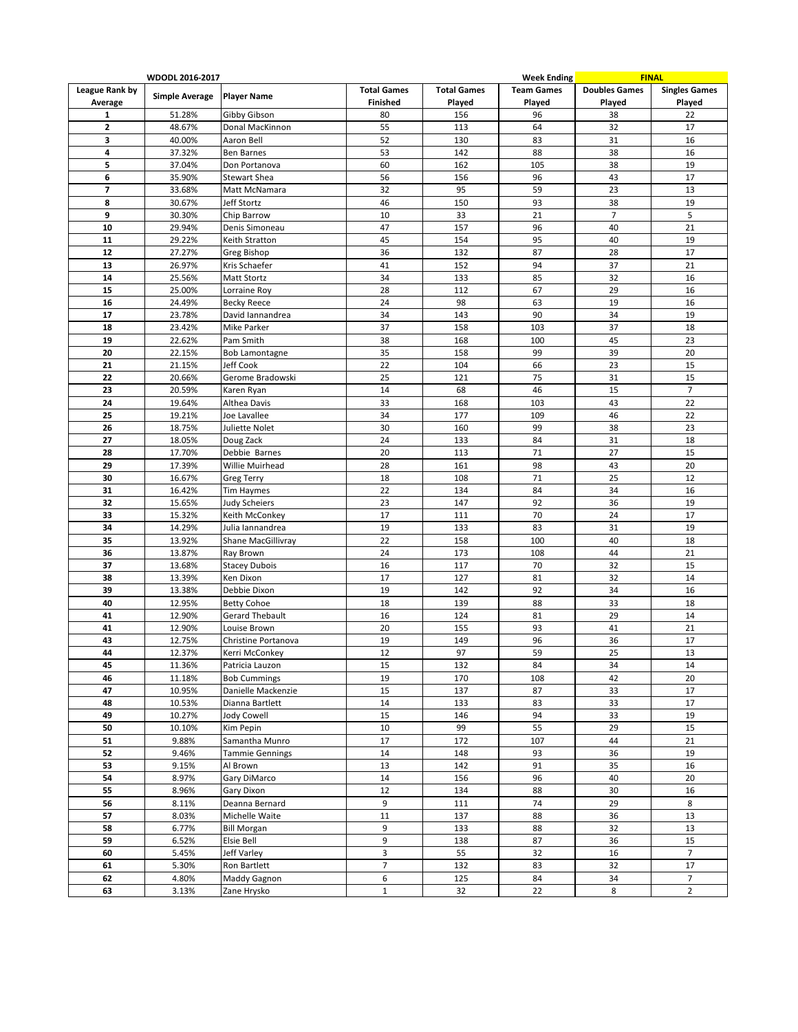| WDODL 2016-2017 | | | | | Week Ending | FINAL | |
|---|---|---|---|---|---|---|---|
| League Rank by Average | Simple Average | Player Name | Total Games Finished | Total Games Played | Team Games Played | Doubles Games Played | Singles Games Played |
| 1 | 51.28% | Gibby Gibson | 80 | 156 | 96 | 38 | 22 |
| 2 | 48.67% | Donal MacKinnon | 55 | 113 | 64 | 32 | 17 |
| 3 | 40.00% | Aaron Bell | 52 | 130 | 83 | 31 | 16 |
| 4 | 37.32% | Ben Barnes | 53 | 142 | 88 | 38 | 16 |
| 5 | 37.04% | Don Portanova | 60 | 162 | 105 | 38 | 19 |
| 6 | 35.90% | Stewart Shea | 56 | 156 | 96 | 43 | 17 |
| 7 | 33.68% | Matt McNamara | 32 | 95 | 59 | 23 | 13 |
| 8 | 30.67% | Jeff Stortz | 46 | 150 | 93 | 38 | 19 |
| 9 | 30.30% | Chip Barrow | 10 | 33 | 21 | 7 | 5 |
| 10 | 29.94% | Denis Simoneau | 47 | 157 | 96 | 40 | 21 |
| 11 | 29.22% | Keith Stratton | 45 | 154 | 95 | 40 | 19 |
| 12 | 27.27% | Greg Bishop | 36 | 132 | 87 | 28 | 17 |
| 13 | 26.97% | Kris Schaefer | 41 | 152 | 94 | 37 | 21 |
| 14 | 25.56% | Matt Stortz | 34 | 133 | 85 | 32 | 16 |
| 15 | 25.00% | Lorraine Roy | 28 | 112 | 67 | 29 | 16 |
| 16 | 24.49% | Becky Reece | 24 | 98 | 63 | 19 | 16 |
| 17 | 23.78% | David Iannandrea | 34 | 143 | 90 | 34 | 19 |
| 18 | 23.42% | Mike Parker | 37 | 158 | 103 | 37 | 18 |
| 19 | 22.62% | Pam Smith | 38 | 168 | 100 | 45 | 23 |
| 20 | 22.15% | Bob Lamontagne | 35 | 158 | 99 | 39 | 20 |
| 21 | 21.15% | Jeff Cook | 22 | 104 | 66 | 23 | 15 |
| 22 | 20.66% | Gerome Bradowski | 25 | 121 | 75 | 31 | 15 |
| 23 | 20.59% | Karen Ryan | 14 | 68 | 46 | 15 | 7 |
| 24 | 19.64% | Althea Davis | 33 | 168 | 103 | 43 | 22 |
| 25 | 19.21% | Joe Lavallee | 34 | 177 | 109 | 46 | 22 |
| 26 | 18.75% | Juliette Nolet | 30 | 160 | 99 | 38 | 23 |
| 27 | 18.05% | Doug Zack | 24 | 133 | 84 | 31 | 18 |
| 28 | 17.70% | Debbie Barnes | 20 | 113 | 71 | 27 | 15 |
| 29 | 17.39% | Willie Muirhead | 28 | 161 | 98 | 43 | 20 |
| 30 | 16.67% | Greg Terry | 18 | 108 | 71 | 25 | 12 |
| 31 | 16.42% | Tim Haymes | 22 | 134 | 84 | 34 | 16 |
| 32 | 15.65% | Judy Scheiers | 23 | 147 | 92 | 36 | 19 |
| 33 | 15.32% | Keith McConkey | 17 | 111 | 70 | 24 | 17 |
| 34 | 14.29% | Julia Iannandrea | 19 | 133 | 83 | 31 | 19 |
| 35 | 13.92% | Shane MacGillivray | 22 | 158 | 100 | 40 | 18 |
| 36 | 13.87% | Ray Brown | 24 | 173 | 108 | 44 | 21 |
| 37 | 13.68% | Stacey Dubois | 16 | 117 | 70 | 32 | 15 |
| 38 | 13.39% | Ken Dixon | 17 | 127 | 81 | 32 | 14 |
| 39 | 13.38% | Debbie Dixon | 19 | 142 | 92 | 34 | 16 |
| 40 | 12.95% | Betty Cohoe | 18 | 139 | 88 | 33 | 18 |
| 41 | 12.90% | Gerard Thebault | 16 | 124 | 81 | 29 | 14 |
| 41 | 12.90% | Louise Brown | 20 | 155 | 93 | 41 | 21 |
| 43 | 12.75% | Christine Portanova | 19 | 149 | 96 | 36 | 17 |
| 44 | 12.37% | Kerri McConkey | 12 | 97 | 59 | 25 | 13 |
| 45 | 11.36% | Patricia Lauzon | 15 | 132 | 84 | 34 | 14 |
| 46 | 11.18% | Bob Cummings | 19 | 170 | 108 | 42 | 20 |
| 47 | 10.95% | Danielle Mackenzie | 15 | 137 | 87 | 33 | 17 |
| 48 | 10.53% | Dianna Bartlett | 14 | 133 | 83 | 33 | 17 |
| 49 | 10.27% | Jody Cowell | 15 | 146 | 94 | 33 | 19 |
| 50 | 10.10% | Kim Pepin | 10 | 99 | 55 | 29 | 15 |
| 51 | 9.88% | Samantha Munro | 17 | 172 | 107 | 44 | 21 |
| 52 | 9.46% | Tammie Gennings | 14 | 148 | 93 | 36 | 19 |
| 53 | 9.15% | Al Brown | 13 | 142 | 91 | 35 | 16 |
| 54 | 8.97% | Gary DiMarco | 14 | 156 | 96 | 40 | 20 |
| 55 | 8.96% | Gary Dixon | 12 | 134 | 88 | 30 | 16 |
| 56 | 8.11% | Deanna Bernard | 9 | 111 | 74 | 29 | 8 |
| 57 | 8.03% | Michelle Waite | 11 | 137 | 88 | 36 | 13 |
| 58 | 6.77% | Bill Morgan | 9 | 133 | 88 | 32 | 13 |
| 59 | 6.52% | Elsie Bell | 9 | 138 | 87 | 36 | 15 |
| 60 | 5.45% | Jeff Varley | 3 | 55 | 32 | 16 | 7 |
| 61 | 5.30% | Ron Bartlett | 7 | 132 | 83 | 32 | 17 |
| 62 | 4.80% | Maddy Gagnon | 6 | 125 | 84 | 34 | 7 |
| 63 | 3.13% | Zane Hrysko | 1 | 32 | 22 | 8 | 2 |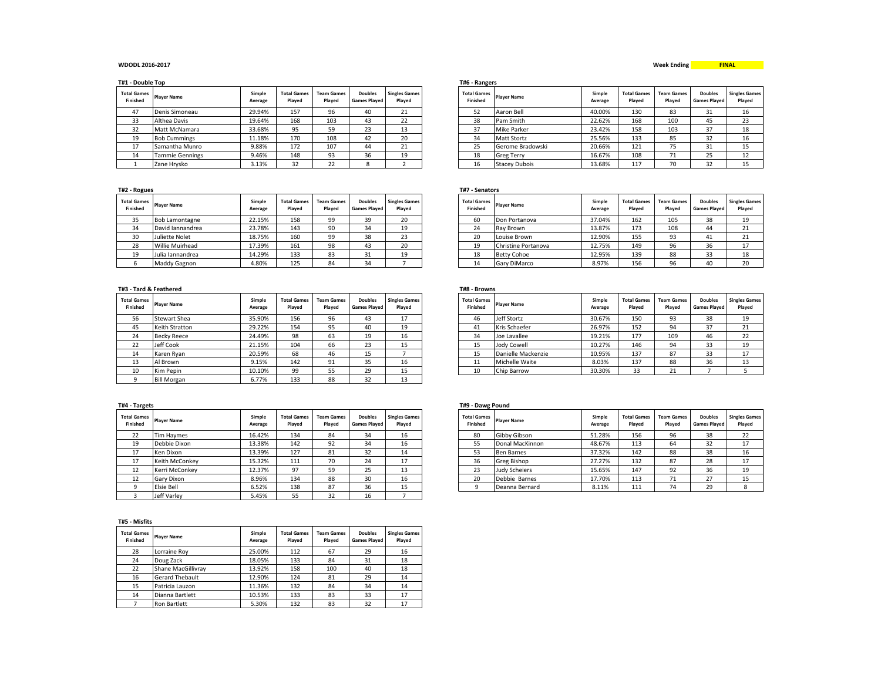**WDODL 2016-2017**

**Week Ending** **FINAL**

**T#1 - Double Top**

| Total Games Finished | Player Name | Simple Average | Total Games Played | Team Games Played | Doubles Games Played | Singles Games Played |
|---|---|---|---|---|---|---|
| 47 | Denis Simoneau | 29.94% | 157 | 96 | 40 | 21 |
| 33 | Althea Davis | 19.64% | 168 | 103 | 43 | 22 |
| 32 | Matt McNamara | 33.68% | 95 | 59 | 23 | 13 |
| 19 | Bob Cummings | 11.18% | 170 | 108 | 42 | 20 |
| 17 | Samantha Munro | 9.88% | 172 | 107 | 44 | 21 |
| 14 | Tammie Gennings | 9.46% | 148 | 93 | 36 | 19 |
| 1 | Zane Hrysko | 3.13% | 32 | 22 | 8 | 2 |

**T#2 - Rogues**

| Total Games Finished | Player Name | Simple Average | Total Games Played | Team Games Played | Doubles Games Played | Singles Games Played |
|---|---|---|---|---|---|---|
| 35 | Bob Lamontagne | 22.15% | 158 | 99 | 39 | 20 |
| 34 | David Iannandrea | 23.78% | 143 | 90 | 34 | 19 |
| 30 | Juliette Nolet | 18.75% | 160 | 99 | 38 | 23 |
| 28 | Willie Muirhead | 17.39% | 161 | 98 | 43 | 20 |
| 19 | Julia Iannandrea | 14.29% | 133 | 83 | 31 | 19 |
| 6 | Maddy Gagnon | 4.80% | 125 | 84 | 34 | 7 |

**T#3 - Tard & Feathered**

| Total Games Finished | Player Name | Simple Average | Total Games Played | Team Games Played | Doubles Games Played | Singles Games Played |
|---|---|---|---|---|---|---|
| 56 | Stewart Shea | 35.90% | 156 | 96 | 43 | 17 |
| 45 | Keith Stratton | 29.22% | 154 | 95 | 40 | 19 |
| 24 | Becky Reece | 24.49% | 98 | 63 | 19 | 16 |
| 22 | Jeff Cook | 21.15% | 104 | 66 | 23 | 15 |
| 14 | Karen Ryan | 20.59% | 68 | 46 | 15 | 7 |
| 13 | Al Brown | 9.15% | 142 | 91 | 35 | 16 |
| 10 | Kim Pepin | 10.10% | 99 | 55 | 29 | 15 |
| 9 | Bill Morgan | 6.77% | 133 | 88 | 32 | 13 |

**T#4 - Targets**

| Total Games Finished | Player Name | Simple Average | Total Games Played | Team Games Played | Doubles Games Played | Singles Games Played |
|---|---|---|---|---|---|---|
| 22 | Tim Haymes | 16.42% | 134 | 84 | 34 | 16 |
| 19 | Debbie Dixon | 13.38% | 142 | 92 | 34 | 16 |
| 17 | Ken Dixon | 13.39% | 127 | 81 | 32 | 14 |
| 17 | Keith McConkey | 15.32% | 111 | 70 | 24 | 17 |
| 12 | Kerri McConkey | 12.37% | 97 | 59 | 25 | 13 |
| 12 | Gary Dixon | 8.96% | 134 | 88 | 30 | 16 |
| 9 | Elsie Bell | 6.52% | 138 | 87 | 36 | 15 |
| 3 | Jeff Varley | 5.45% | 55 | 32 | 16 | 7 |

**T#5 - Misfits**

| Total Games Finished | Player Name | Simple Average | Total Games Played | Team Games Played | Doubles Games Played | Singles Games Played |
|---|---|---|---|---|---|---|
| 28 | Lorraine Roy | 25.00% | 112 | 67 | 29 | 16 |
| 24 | Doug Zack | 18.05% | 133 | 84 | 31 | 18 |
| 22 | Shane MacGillivray | 13.92% | 158 | 100 | 40 | 18 |
| 16 | Gerard Thebault | 12.90% | 124 | 81 | 29 | 14 |
| 15 | Patricia Lauzon | 11.36% | 132 | 84 | 34 | 14 |
| 14 | Dianna Bartlett | 10.53% | 133 | 83 | 33 | 17 |
| 7 | Ron Bartlett | 5.30% | 132 | 83 | 32 | 17 |

**T#6 - Rangers**

| Total Games Finished | Player Name | Simple Average | Total Games Played | Team Games Played | Doubles Games Played | Singles Games Played |
|---|---|---|---|---|---|---|
| 52 | Aaron Bell | 40.00% | 130 | 83 | 31 | 16 |
| 38 | Pam Smith | 22.62% | 168 | 100 | 45 | 23 |
| 37 | Mike Parker | 23.42% | 158 | 103 | 37 | 18 |
| 34 | Matt Stortz | 25.56% | 133 | 85 | 32 | 16 |
| 25 | Gerome Bradowski | 20.66% | 121 | 75 | 31 | 15 |
| 18 | Greg Terry | 16.67% | 108 | 71 | 25 | 12 |
| 16 | Stacey Dubois | 13.68% | 117 | 70 | 32 | 15 |

**T#7 - Senators**

| Total Games Finished | Player Name | Simple Average | Total Games Played | Team Games Played | Doubles Games Played | Singles Games Played |
|---|---|---|---|---|---|---|
| 60 | Don Portanova | 37.04% | 162 | 105 | 38 | 19 |
| 24 | Ray Brown | 13.87% | 173 | 108 | 44 | 21 |
| 20 | Louise Brown | 12.90% | 155 | 93 | 41 | 21 |
| 19 | Christine Portanova | 12.75% | 149 | 96 | 36 | 17 |
| 18 | Betty Cohoe | 12.95% | 139 | 88 | 33 | 18 |
| 14 | Gary DiMarco | 8.97% | 156 | 96 | 40 | 20 |

**T#8 - Browns**

| Total Games Finished | Player Name | Simple Average | Total Games Played | Team Games Played | Doubles Games Played | Singles Games Played |
|---|---|---|---|---|---|---|
| 46 | Jeff Stortz | 30.67% | 150 | 93 | 38 | 19 |
| 41 | Kris Schaefer | 26.97% | 152 | 94 | 37 | 21 |
| 34 | Joe Lavallee | 19.21% | 177 | 109 | 46 | 22 |
| 15 | Jody Cowell | 10.27% | 146 | 94 | 33 | 19 |
| 15 | Danielle Mackenzie | 10.95% | 137 | 87 | 33 | 17 |
| 11 | Michelle Waite | 8.03% | 137 | 88 | 36 | 13 |
| 10 | Chip Barrow | 30.30% | 33 | 21 | 7 | 5 |

**T#9 - Dawg Pound**

| Total Games Finished | Player Name | Simple Average | Total Games Played | Team Games Played | Doubles Games Played | Singles Games Played |
|---|---|---|---|---|---|---|
| 80 | Gibby Gibson | 51.28% | 156 | 96 | 38 | 22 |
| 55 | Donal MacKinnon | 48.67% | 113 | 64 | 32 | 17 |
| 53 | Ben Barnes | 37.32% | 142 | 88 | 38 | 16 |
| 36 | Greg Bishop | 27.27% | 132 | 87 | 28 | 17 |
| 23 | Judy Scheiers | 15.65% | 147 | 92 | 36 | 19 |
| 20 | Debbie Barnes | 17.70% | 113 | 71 | 27 | 15 |
| 9 | Deanna Bernard | 8.11% | 111 | 74 | 29 | 8 |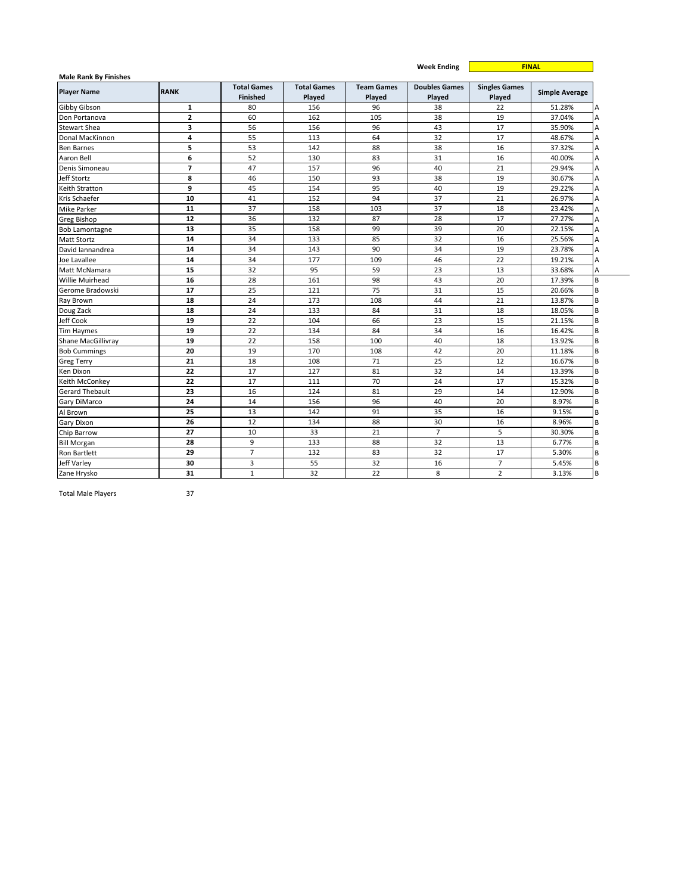**Week Ending** | **FINAL**

**Male Rank By Finishes**

| Player Name | RANK | Total Games Finished | Total Games Played | Team Games Played | Doubles Games Played | Singles Games Played | Simple Average | |
|---|---|---|---|---|---|---|---|---|
| Gibby Gibson | **1** | 80 | 156 | 96 | 38 | 22 | 51.28% | A |
| Don Portanova | **2** | 60 | 162 | 105 | 38 | 19 | 37.04% | A |
| Stewart Shea | **3** | 56 | 156 | 96 | 43 | 17 | 35.90% | A |
| Donal MacKinnon | **4** | 55 | 113 | 64 | 32 | 17 | 48.67% | A |
| Ben Barnes | **5** | 53 | 142 | 88 | 38 | 16 | 37.32% | A |
| Aaron Bell | **6** | 52 | 130 | 83 | 31 | 16 | 40.00% | A |
| Denis Simoneau | **7** | 47 | 157 | 96 | 40 | 21 | 29.94% | A |
| Jeff Stortz | **8** | 46 | 150 | 93 | 38 | 19 | 30.67% | A |
| Keith Stratton | **9** | 45 | 154 | 95 | 40 | 19 | 29.22% | A |
| Kris Schaefer | **10** | 41 | 152 | 94 | 37 | 21 | 26.97% | A |
| Mike Parker | **11** | 37 | 158 | 103 | 37 | 18 | 23.42% | A |
| Greg Bishop | **12** | 36 | 132 | 87 | 28 | 17 | 27.27% | A |
| Bob Lamontagne | **13** | 35 | 158 | 99 | 39 | 20 | 22.15% | A |
| Matt Stortz | **14** | 34 | 133 | 85 | 32 | 16 | 25.56% | A |
| David Iannandrea | **14** | 34 | 143 | 90 | 34 | 19 | 23.78% | A |
| Joe Lavallee | **14** | 34 | 177 | 109 | 46 | 22 | 19.21% | A |
| Matt McNamara | **15** | 32 | 95 | 59 | 23 | 13 | 33.68% | A |
| Willie Muirhead | **16** | 28 | 161 | 98 | 43 | 20 | 17.39% | B |
| Gerome Bradowski | **17** | 25 | 121 | 75 | 31 | 15 | 20.66% | B |
| Ray Brown | **18** | 24 | 173 | 108 | 44 | 21 | 13.87% | B |
| Doug Zack | **18** | 24 | 133 | 84 | 31 | 18 | 18.05% | B |
| Jeff Cook | **19** | 22 | 104 | 66 | 23 | 15 | 21.15% | B |
| Tim Haymes | **19** | 22 | 134 | 84 | 34 | 16 | 16.42% | B |
| Shane MacGillivray | **19** | 22 | 158 | 100 | 40 | 18 | 13.92% | B |
| Bob Cummings | **20** | 19 | 170 | 108 | 42 | 20 | 11.18% | B |
| Greg Terry | **21** | 18 | 108 | 71 | 25 | 12 | 16.67% | B |
| Ken Dixon | **22** | 17 | 127 | 81 | 32 | 14 | 13.39% | B |
| Keith McConkey | **22** | 17 | 111 | 70 | 24 | 17 | 15.32% | B |
| Gerard Thebault | **23** | 16 | 124 | 81 | 29 | 14 | 12.90% | B |
| Gary DiMarco | **24** | 14 | 156 | 96 | 40 | 20 | 8.97% | B |
| Al Brown | **25** | 13 | 142 | 91 | 35 | 16 | 9.15% | B |
| Gary Dixon | **26** | 12 | 134 | 88 | 30 | 16 | 8.96% | B |
| Chip Barrow | **27** | 10 | 33 | 21 | 7 | 5 | 30.30% | B |
| Bill Morgan | **28** | 9 | 133 | 88 | 32 | 13 | 6.77% | B |
| Ron Bartlett | **29** | 7 | 132 | 83 | 32 | 17 | 5.30% | B |
| Jeff Varley | **30** | 3 | 55 | 32 | 16 | 7 | 5.45% | B |
| Zane Hrysko | **31** | 1 | 32 | 22 | 8 | 2 | 3.13% | B |

Total Male Players 37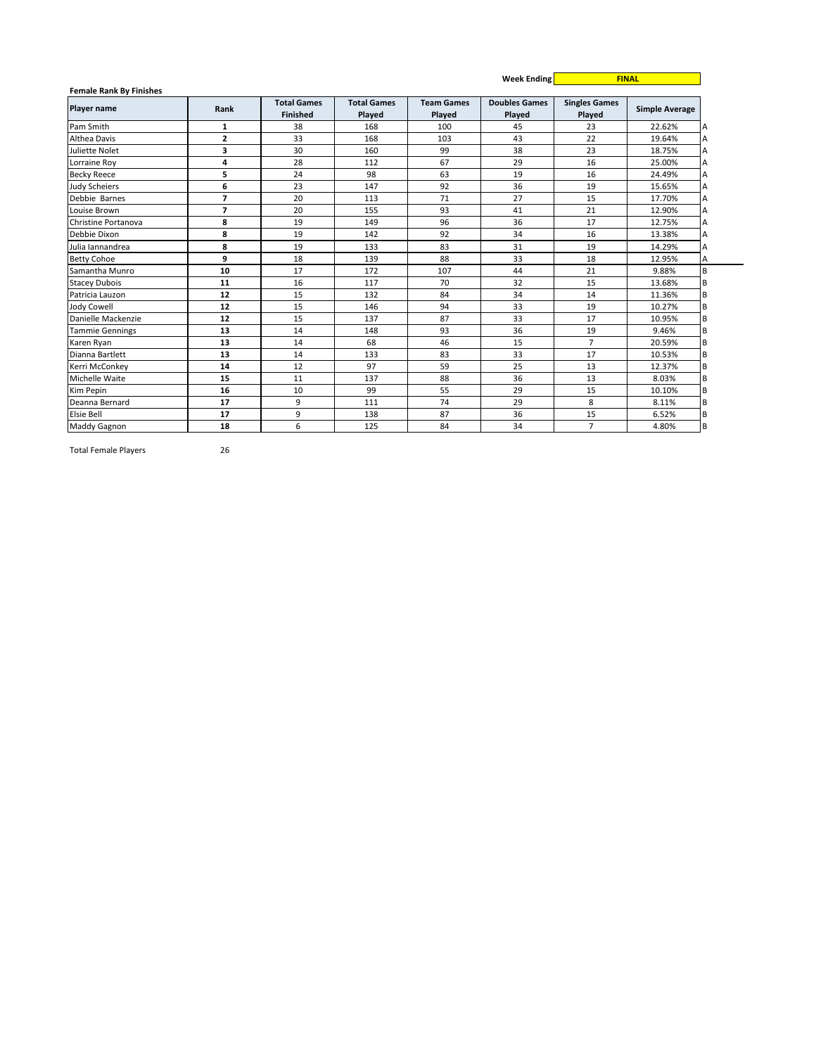Week Ending **FINAL**

**Female Rank By Finishes**

| Player name | Rank | Total Games Finished | Total Games Played | Team Games Played | Doubles Games Played | Singles Games Played | Simple Average | |
|---|---|---|---|---|---|---|---|---|
| Pam Smith | **1** | 38 | 168 | 100 | 45 | 23 | 22.62% | A |
| Althea Davis | **2** | 33 | 168 | 103 | 43 | 22 | 19.64% | A |
| Juliette Nolet | **3** | 30 | 160 | 99 | 38 | 23 | 18.75% | A |
| Lorraine Roy | **4** | 28 | 112 | 67 | 29 | 16 | 25.00% | A |
| Becky Reece | **5** | 24 | 98 | 63 | 19 | 16 | 24.49% | A |
| Judy Scheiers | **6** | 23 | 147 | 92 | 36 | 19 | 15.65% | A |
| Debbie Barnes | **7** | 20 | 113 | 71 | 27 | 15 | 17.70% | A |
| Louise Brown | **7** | 20 | 155 | 93 | 41 | 21 | 12.90% | A |
| Christine Portanova | **8** | 19 | 149 | 96 | 36 | 17 | 12.75% | A |
| Debbie Dixon | **8** | 19 | 142 | 92 | 34 | 16 | 13.38% | A |
| Julia Iannandrea | **8** | 19 | 133 | 83 | 31 | 19 | 14.29% | A |
| Betty Cohoe | **9** | 18 | 139 | 88 | 33 | 18 | 12.95% | A |
| Samantha Munro | **10** | 17 | 172 | 107 | 44 | 21 | 9.88% | B |
| Stacey Dubois | **11** | 16 | 117 | 70 | 32 | 15 | 13.68% | B |
| Patricia Lauzon | **12** | 15 | 132 | 84 | 34 | 14 | 11.36% | B |
| Jody Cowell | **12** | 15 | 146 | 94 | 33 | 19 | 10.27% | B |
| Danielle Mackenzie | **12** | 15 | 137 | 87 | 33 | 17 | 10.95% | B |
| Tammie Gennings | **13** | 14 | 148 | 93 | 36 | 19 | 9.46% | B |
| Karen Ryan | **13** | 14 | 68 | 46 | 15 | 7 | 20.59% | B |
| Dianna Bartlett | **13** | 14 | 133 | 83 | 33 | 17 | 10.53% | B |
| Kerri McConkey | **14** | 12 | 97 | 59 | 25 | 13 | 12.37% | B |
| Michelle Waite | **15** | 11 | 137 | 88 | 36 | 13 | 8.03% | B |
| Kim Pepin | **16** | 10 | 99 | 55 | 29 | 15 | 10.10% | B |
| Deanna Bernard | **17** | 9 | 111 | 74 | 29 | 8 | 8.11% | B |
| Elsie Bell | **17** | 9 | 138 | 87 | 36 | 15 | 6.52% | B |
| Maddy Gagnon | **18** | 6 | 125 | 84 | 34 | 7 | 4.80% | B |

Total Female Players 26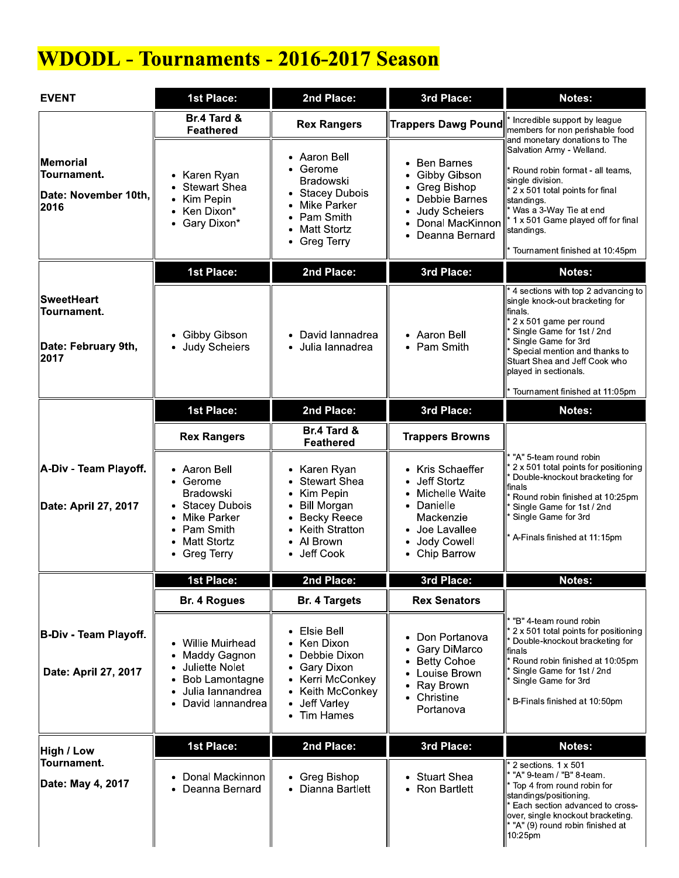# WDODL - Tournaments - 2016-2017 Season

| EVENT | 1st Place: | 2nd Place: | 3rd Place: | Notes: |
|---|---|---|---|---|
| **Memorial Tournament.**<br><br>**Date: November 10th, 2016** | **Br.4 Tard & Feathered**<br>• Karen Ryan<br>• Stewart Shea<br>• Kim Pepin<br>• Ken Dixon*<br>• Gary Dixon* | **Rex Rangers**<br>• Aaron Bell<br>• Gerome Bradowski<br>• Stacey Dubois<br>• Mike Parker<br>• Pam Smith<br>• Matt Stortz<br>• Greg Terry | **Trappers Dawg Pound**<br>• Ben Barnes<br>• Gibby Gibson<br>• Greg Bishop<br>• Debbie Barnes<br>• Judy Scheiers<br>• Donal MacKinnon<br>• Deanna Bernard | * Incredible support by league members for non perishable food and monetary donations to The Salvation Army - Welland.<br><br>* Round robin format - all teams, single division.<br>* 2 x 501 total points for final standings.<br>* Was a 3-Way Tie at end<br>* 1 x 501 Game played off for final standings.<br><br>* Tournament finished at 10:45pm |
| | **1st Place:** | **2nd Place:** | **3rd Place:** | **Notes:** |
| **SweetHeart Tournament.**<br><br>**Date: February 9th, 2017** | • Gibby Gibson<br>• Judy Scheiers | • David Iannadrea<br>• Julia Iannadrea | • Aaron Bell<br>• Pam Smith | * 4 sections with top 2 advancing to single knock-out bracketing for finals.<br>* 2 x 501 game per round<br>* Single Game for 1st / 2nd<br>* Single Game for 3rd<br>* Special mention and thanks to Stuart Shea and Jeff Cook who played in sectionals.<br><br>* Tournament finished at 11:05pm |
| | **1st Place:** | **2nd Place:** | **3rd Place:** | **Notes:** |
| **A-Div - Team Playoff.**<br><br>**Date: April 27, 2017** | **Rex Rangers**<br>• Aaron Bell<br>• Gerome Bradowski<br>• Stacey Dubois<br>• Mike Parker<br>• Pam Smith<br>• Matt Stortz<br>• Greg Terry | **Br.4 Tard & Feathered**<br>• Karen Ryan<br>• Stewart Shea<br>• Kim Pepin<br>• Bill Morgan<br>• Becky Reece<br>• Keith Stratton<br>• Al Brown<br>• Jeff Cook | **Trappers Browns**<br>• Kris Schaeffer<br>• Jeff Stortz<br>• Michelle Waite<br>• Danielle Mackenzie<br>• Joe Lavallee<br>• Jody Cowell<br>• Chip Barrow | * "A" 5-team round robin<br>* 2 x 501 total points for positioning<br>* Double-knockout bracketing for finals<br>* Round robin finished at 10:25pm<br>* Single Game for 1st / 2nd<br>* Single Game for 3rd<br><br>* A-Finals finished at 11:15pm |
| | **1st Place:** | **2nd Place:** | **3rd Place:** | **Notes:** |
| **B-Div - Team Playoff.**<br><br>**Date: April 27, 2017** | **Br. 4 Rogues**<br>• Willie Muirhead<br>• Maddy Gagnon<br>• Juliette Nolet<br>• Bob Lamontagne<br>• Julia Iannandrea<br>• David Iannandrea | **Br. 4 Targets**<br>• Elsie Bell<br>• Ken Dixon<br>• Debbie Dixon<br>• Gary Dixon<br>• Kerri McConkey<br>• Keith McConkey<br>• Jeff Varley<br>• Tim Hames | **Rex Senators**<br>• Don Portanova<br>• Gary DiMarco<br>• Betty Cohoe<br>• Louise Brown<br>• Ray Brown<br>• Christine Portanova | * "B" 4-team round robin<br>* 2 x 501 total points for positioning<br>* Double-knockout bracketing for finals<br>* Round robin finished at 10:05pm<br>* Single Game for 1st / 2nd<br>* Single Game for 3rd<br><br>* B-Finals finished at 10:50pm |
| | **1st Place:** | **2nd Place:** | **3rd Place:** | **Notes:** |
| **High / Low Tournament.**<br><br>**Date: May 4, 2017** | • Donal Mackinnon<br>• Deanna Bernard | • Greg Bishop<br>• Dianna Bartlett | • Stuart Shea<br>• Ron Bartlett | * 2 sections. 1 x 501<br>* "A" 9-team / "B" 8-team.<br>* Top 4 from round robin for standings/positioning.<br>* Each section advanced to cross-over, single knockout bracketing.<br>* "A" (9) round robin finished at 10:25pm |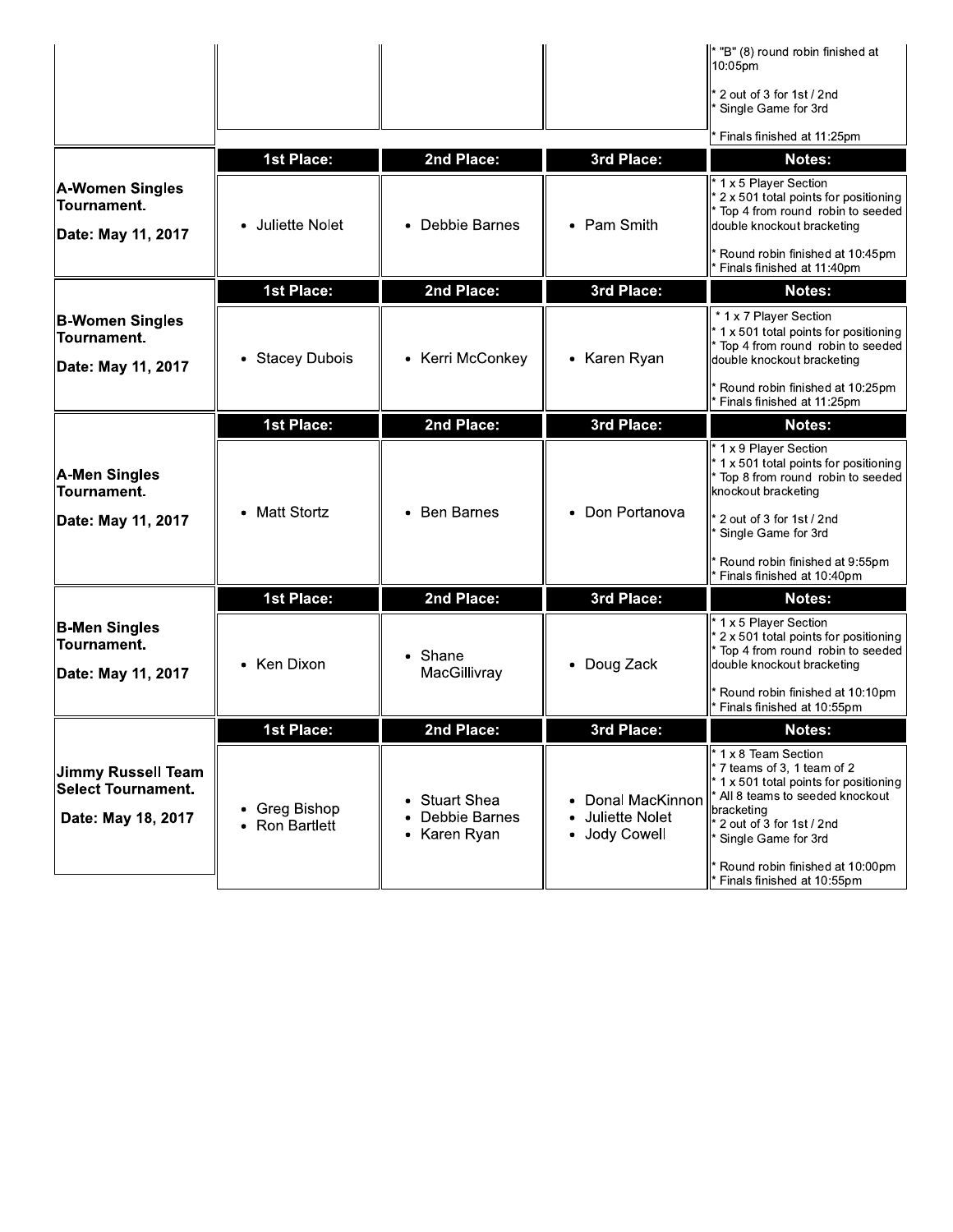| | | | | |
|---|---|---|---|---|
| | | | | * "B" (8) round robin finished at 10:05pm<br><br>* 2 out of 3 for 1st / 2nd<br>* Single Game for 3rd<br><br>* Finals finished at 11:25pm |

| | 1st Place: | 2nd Place: | 3rd Place: | Notes: |
|---|---|---|---|---|
| **A-Women Singles Tournament.**<br><br>**Date: May 11, 2017** | • Juliette Nolet | • Debbie Barnes | • Pam Smith | * 1 x 5 Player Section<br>* 2 x 501 total points for positioning<br>* Top 4 from round robin to seeded double knockout bracketing<br><br>* Round robin finished at 10:45pm<br>* Finals finished at 11:40pm |

| | 1st Place: | 2nd Place: | 3rd Place: | Notes: |
|---|---|---|---|---|
| **B-Women Singles Tournament.**<br><br>**Date: May 11, 2017** | • Stacey Dubois | • Kerri McConkey | • Karen Ryan | * 1 x 7 Player Section<br>* 1 x 501 total points for positioning<br>* Top 4 from round robin to seeded double knockout bracketing<br><br>* Round robin finished at 10:25pm<br>* Finals finished at 11:25pm |

| | 1st Place: | 2nd Place: | 3rd Place: | Notes: |
|---|---|---|---|---|
| **A-Men Singles Tournament.**<br><br>**Date: May 11, 2017** | • Matt Stortz | • Ben Barnes | • Don Portanova | * 1 x 9 Player Section<br>* 1 x 501 total points for positioning<br>* Top 8 from round robin to seeded knockout bracketing<br><br>* 2 out of 3 for 1st / 2nd<br>* Single Game for 3rd<br><br>* Round robin finished at 9:55pm<br>* Finals finished at 10:40pm |

| | 1st Place: | 2nd Place: | 3rd Place: | Notes: |
|---|---|---|---|---|
| **B-Men Singles Tournament.**<br><br>**Date: May 11, 2017** | • Ken Dixon | • Shane MacGillivray | • Doug Zack | * 1 x 5 Player Section<br>* 2 x 501 total points for positioning<br>* Top 4 from round robin to seeded double knockout bracketing<br><br>* Round robin finished at 10:10pm<br>* Finals finished at 10:55pm |

| | 1st Place: | 2nd Place: | 3rd Place: | Notes: |
|---|---|---|---|---|
| **Jimmy Russell Team Select Tournament.**<br><br>**Date: May 18, 2017** | • Greg Bishop<br>• Ron Bartlett | • Stuart Shea<br>• Debbie Barnes<br>• Karen Ryan | • Donal MacKinnon<br>• Juliette Nolet<br>• Jody Cowell | * 1 x 8 Team Section<br>* 7 teams of 3, 1 team of 2<br>* 1 x 501 total points for positioning<br>* All 8 teams to seeded knockout bracketing<br>* 2 out of 3 for 1st / 2nd<br>* Single Game for 3rd<br><br>* Round robin finished at 10:00pm<br>* Finals finished at 10:55pm |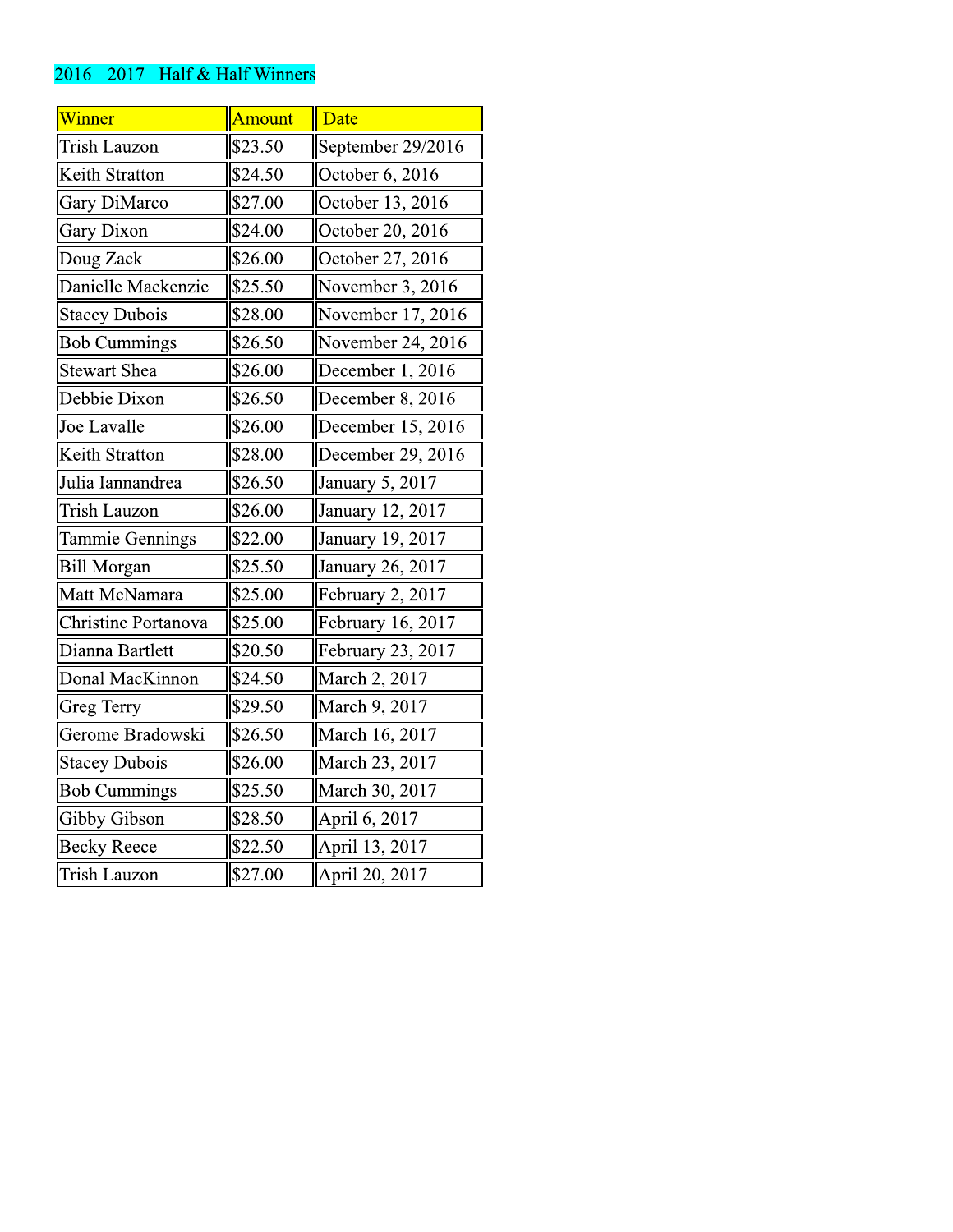2016 - 2017 Half & Half Winners

| Winner | Amount | Date |
|---|---|---|
| Trish Lauzon | $23.50 | September 29/2016 |
| Keith Stratton | $24.50 | October 6, 2016 |
| Gary DiMarco | $27.00 | October 13, 2016 |
| Gary Dixon | $24.00 | October 20, 2016 |
| Doug Zack | $26.00 | October 27, 2016 |
| Danielle Mackenzie | $25.50 | November 3, 2016 |
| Stacey Dubois | $28.00 | November 17, 2016 |
| Bob Cummings | $26.50 | November 24, 2016 |
| Stewart Shea | $26.00 | December 1, 2016 |
| Debbie Dixon | $26.50 | December 8, 2016 |
| Joe Lavalle | $26.00 | December 15, 2016 |
| Keith Stratton | $28.00 | December 29, 2016 |
| Julia Iannandrea | $26.50 | January 5, 2017 |
| Trish Lauzon | $26.00 | January 12, 2017 |
| Tammie Gennings | $22.00 | January 19, 2017 |
| Bill Morgan | $25.50 | January 26, 2017 |
| Matt McNamara | $25.00 | February 2, 2017 |
| Christine Portanova | $25.00 | February 16, 2017 |
| Dianna Bartlett | $20.50 | February 23, 2017 |
| Donal MacKinnon | $24.50 | March 2, 2017 |
| Greg Terry | $29.50 | March 9, 2017 |
| Gerome Bradowski | $26.50 | March 16, 2017 |
| Stacey Dubois | $26.00 | March 23, 2017 |
| Bob Cummings | $25.50 | March 30, 2017 |
| Gibby Gibson | $28.50 | April 6, 2017 |
| Becky Reece | $22.50 | April 13, 2017 |
| Trish Lauzon | $27.00 | April 20, 2017 |